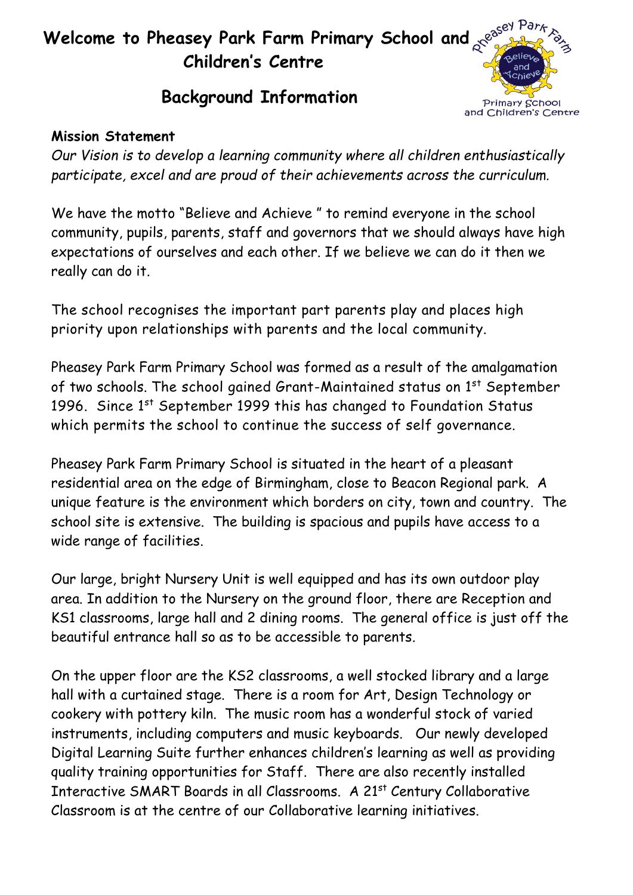# Welcome to Pheasey Park Farm Primary School and Children's Centre

## Background Information

**Mission Statement**

*Our Vision is to develop a learning community where all children enthusiastically participate, excel and are proud of their achievements across the curriculum.*

We have the motto "Believe and Achieve " to remind everyone in the school community, pupils, parents, staff and governors that we should always have high expectations of ourselves and each other. If we believe we can do it then we really can do it.

The school recognises the important part parents play and places high priority upon relationships with parents and the local community.

Pheasey Park Farm Primary School was formed as a result of the amalgamation of two schools. The school gained Grant-Maintained status on 1st September 1996. Since 1st September 1999 this has changed to Foundation Status which permits the school to continue the success of self governance.

Pheasey Park Farm Primary School is situated in the heart of a pleasant residential area on the edge of Birmingham, close to Beacon Regional park. A unique feature is the environment which borders on city, town and country. The school site is extensive. The building is spacious and pupils have access to a wide range of facilities.

Our large, bright Nursery Unit is well equipped and has its own outdoor play area. In addition to the Nursery on the ground floor, there are Reception and KS1 classrooms, large hall and 2 dining rooms. The general office is just off the beautiful entrance hall so as to be accessible to parents.

On the upper floor are the KS2 classrooms, a well stocked library and a large hall with a curtained stage. There is a room for Art, Design Technology or cookery with pottery kiln. The music room has a wonderful stock of varied instruments, including computers and music keyboards. Our newly developed Digital Learning Suite further enhances children's learning as well as providing quality training opportunities for Staff. There are also recently installed Interactive SMART Boards in all Classrooms. A 21st Century Collaborative Classroom is at the centre of our Collaborative learning initiatives.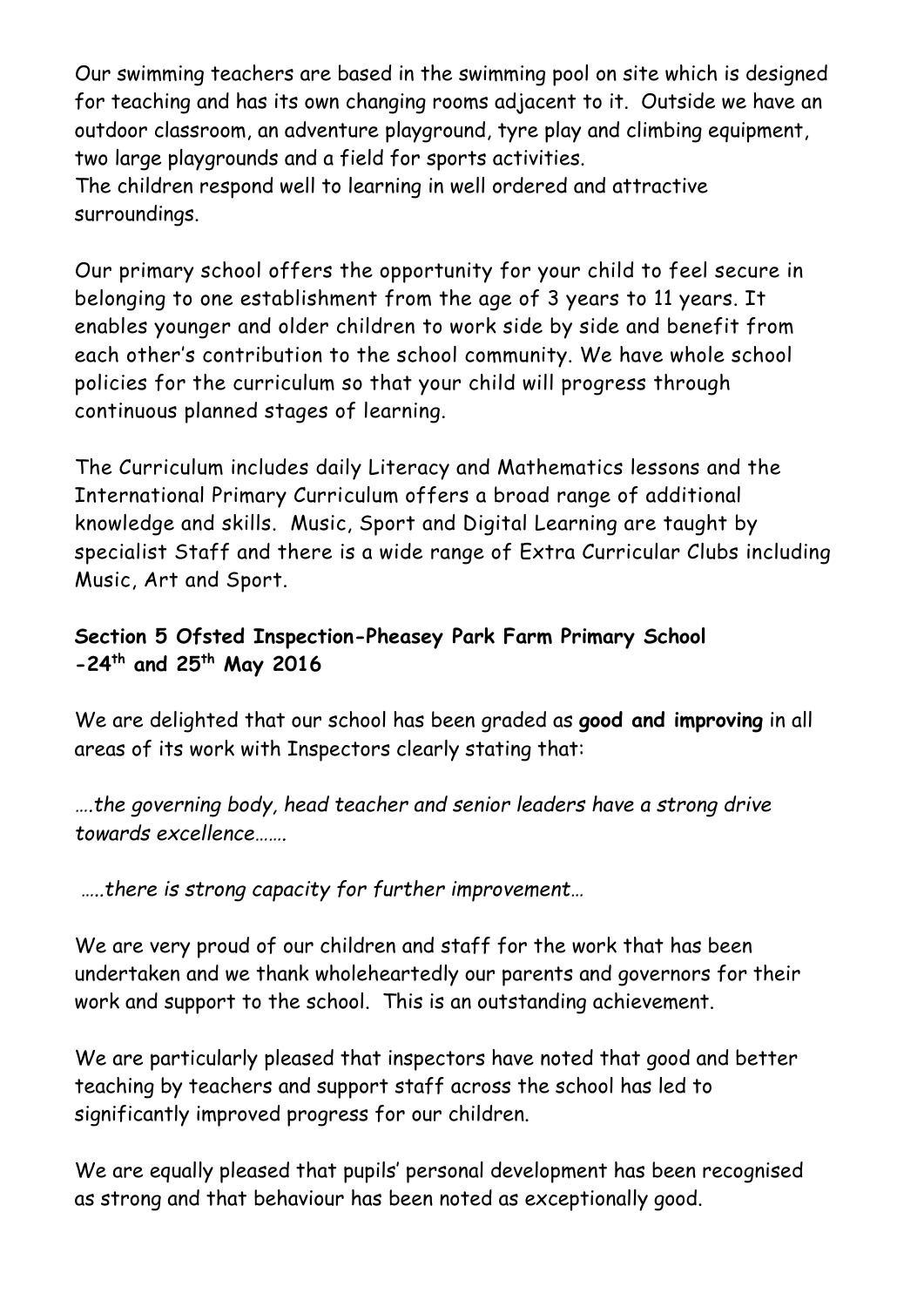Our swimming teachers are based in the swimming pool on site which is designed for teaching and has its own changing rooms adjacent to it. Outside we have an outdoor classroom, an adventure playground, tyre play and climbing equipment, two large playgrounds and a field for sports activities.
The children respond well to learning in well ordered and attractive surroundings.

Our primary school offers the opportunity for your child to feel secure in belonging to one establishment from the age of 3 years to 11 years. It enables younger and older children to work side by side and benefit from each other's contribution to the school community. We have whole school policies for the curriculum so that your child will progress through continuous planned stages of learning.

The Curriculum includes daily Literacy and Mathematics lessons and the International Primary Curriculum offers a broad range of additional knowledge and skills. Music, Sport and Digital Learning are taught by specialist Staff and there is a wide range of Extra Curricular Clubs including Music, Art and Sport.

**Section 5 Ofsted Inspection-Pheasey Park Farm Primary School -24th and 25th May 2016**

We are delighted that our school has been graded as **good and improving** in all areas of its work with Inspectors clearly stating that:

*….the governing body, head teacher and senior leaders have a strong drive towards excellence…….*

*…..there is strong capacity for further improvement…*

We are very proud of our children and staff for the work that has been undertaken and we thank wholeheartedly our parents and governors for their work and support to the school. This is an outstanding achievement.

We are particularly pleased that inspectors have noted that good and better teaching by teachers and support staff across the school has led to significantly improved progress for our children.

We are equally pleased that pupils' personal development has been recognised as strong and that behaviour has been noted as exceptionally good.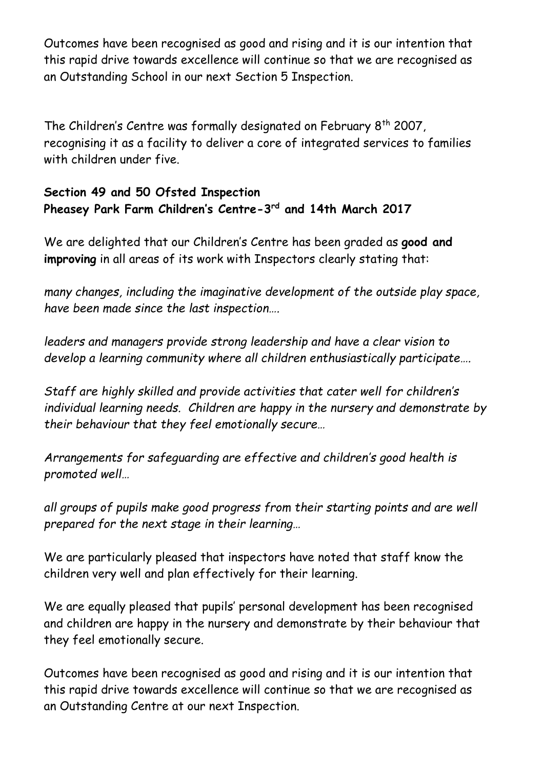Outcomes have been recognised as good and rising and it is our intention that this rapid drive towards excellence will continue so that we are recognised as an Outstanding School in our next Section 5 Inspection.

The Children's Centre was formally designated on February 8th 2007, recognising it as a facility to deliver a core of integrated services to families with children under five.

**Section 49 and 50 Ofsted Inspection**
**Pheasey Park Farm Children's Centre-3rd and 14th March 2017**

We are delighted that our Children's Centre has been graded as **good and improving** in all areas of its work with Inspectors clearly stating that:

*many changes, including the imaginative development of the outside play space, have been made since the last inspection….*

*leaders and managers provide strong leadership and have a clear vision to develop a learning community where all children enthusiastically participate….*

*Staff are highly skilled and provide activities that cater well for children's individual learning needs. Children are happy in the nursery and demonstrate by their behaviour that they feel emotionally secure…*

*Arrangements for safeguarding are effective and children's good health is promoted well…*

*all groups of pupils make good progress from their starting points and are well prepared for the next stage in their learning…*

We are particularly pleased that inspectors have noted that staff know the children very well and plan effectively for their learning.

We are equally pleased that pupils' personal development has been recognised and children are happy in the nursery and demonstrate by their behaviour that they feel emotionally secure.

Outcomes have been recognised as good and rising and it is our intention that this rapid drive towards excellence will continue so that we are recognised as an Outstanding Centre at our next Inspection.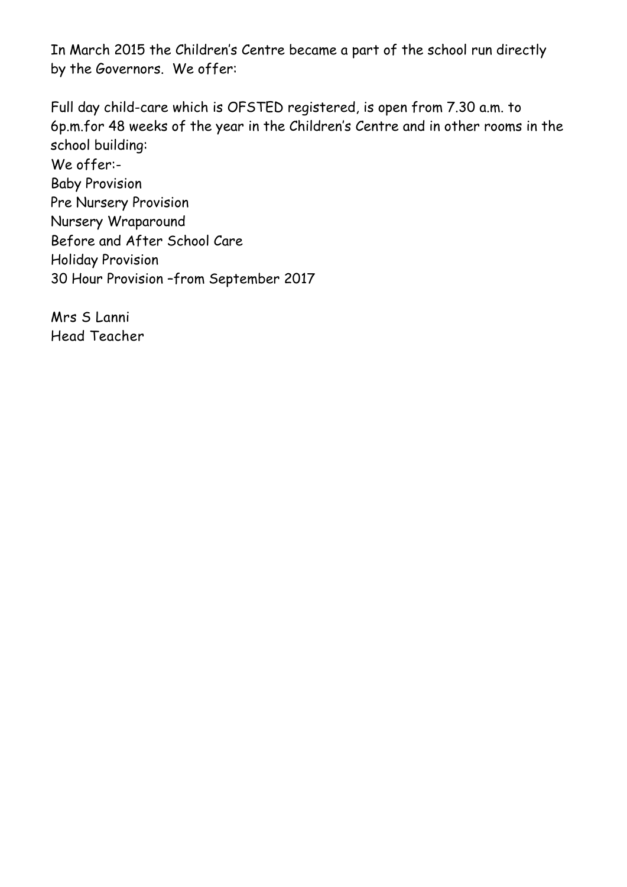In March 2015 the Children's Centre became a part of the school run directly by the Governors. We offer:

Full day child-care which is OFSTED registered, is open from 7.30 a.m. to 6p.m.for 48 weeks of the year in the Children's Centre and in other rooms in the school building:

We offer:-

Baby Provision

Pre Nursery Provision

Nursery Wraparound

Before and After School Care

Holiday Provision

30 Hour Provision –from September 2017

Mrs S Lanni

Head Teacher